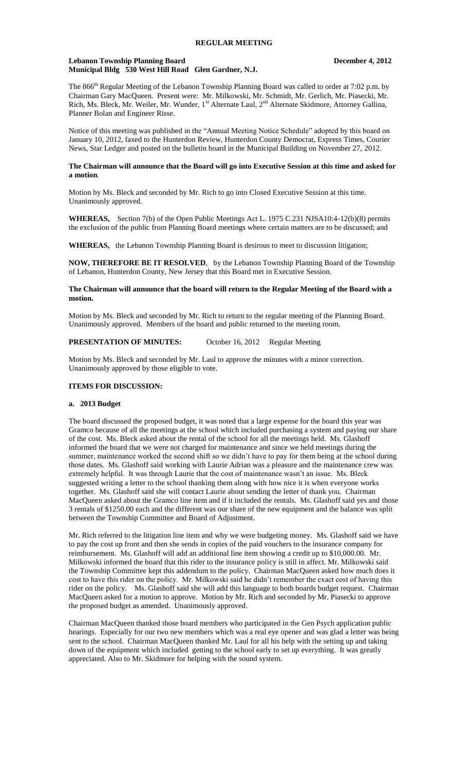# REGULAR MEETING

**Lebanon Township Planning Board** **December 4, 2012**
**Municipal Bldg 530 West Hill Road Glen Gardner, N.J.**

The 866th Regular Meeting of the Lebanon Township Planning Board was called to order at 7:02 p.m. by Chairman Gary MacQueen. Present were: Mr. Milkowski, Mr. Schmidt, Mr. Gerlich, Mr. Piasecki, Mr. Rich, Ms. Bleck, Mr. Weiler, Mr. Wunder, 1st Alternate Laul, 2nd Alternate Skidmore, Attorney Gallina, Planner Bolan and Engineer Risse.

Notice of this meeting was published in the "Annual Meeting Notice Schedule" adopted by this board on January 10, 2012, faxed to the Hunterdon Review, Hunterdon County Democrat, Express Times, Courier News, Star Ledger and posted on the bulletin board in the Municipal Building on November 27, 2012.

**The Chairman will announce that the Board will go into Executive Session at this time and asked for a motion**.

Motion by Ms. Bleck and seconded by Mr. Rich to go into Closed Executive Session at this time. Unanimously approved.

**WHEREAS,** Section 7(b) of the Open Public Meetings Act L. 1975 C.231 NJSA10:4-12(b)(8) permits the exclusion of the public from Planning Board meetings where certain matters are to be discussed; and

**WHEREAS,** the Lebanon Township Planning Board is desirous to meet to discussion litigation;

**NOW, THEREFORE BE IT RESOLVED**, by the Lebanon Township Planning Board of the Township of Lebanon, Hunterdon County, New Jersey that this Board met in Executive Session.

**The Chairman will announce that the board will return to the Regular Meeting of the Board with a motion.**

Motion by Ms. Bleck and seconded by Mr. Rich to return to the regular meeting of the Planning Board. Unanimously approved. Members of the board and public returned to the meeting room.

**PRESENTATION OF MINUTES:** October 16, 2012 Regular Meeting

Motion by Ms. Bleck and seconded by Mr. Laul to approve the minutes with a minor correction. Unanimously approved by those eligible to vote.

**ITEMS FOR DISCUSSION:**

**a. 2013 Budget**

The board discussed the proposed budget, it was noted that a large expense for the board this year was Gramco because of all the meetings at the school which included purchasing a system and paying our share of the cost. Ms. Bleck asked about the rental of the school for all the meetings held. Ms. Glashoff informed the board that we were not charged for maintenance and since we held meetings during the summer, maintenance worked the second shift so we didn't have to pay for them being at the school during those dates. Ms. Glashoff said working with Laurie Adrian was a pleasure and the maintenance crew was extremely helpful. It was through Laurie that the cost of maintenance wasn't an issue. Ms. Bleck suggested writing a letter to the school thanking them along with how nice it is when everyone works together. Ms. Glashoff said she will contact Laurie about sending the letter of thank you. Chairman MacQueen asked about the Gramco line item and if it included the rentals. Ms. Glashoff said yes and those 3 rentals of $1250.00 each and the different was our share of the new equipment and the balance was split between the Township Committee and Board of Adjustment.

Mr. Rich referred to the litigation line item and why we were budgeting money. Ms. Glashoff said we have to pay the cost up front and then she sends in copies of the paid vouchers to the insurance company for reimbursement. Ms. Glashoff will add an additional line item showing a credit up to $10,000.00. Mr. Milkowski informed the board that this rider to the insurance policy is still in affect. Mr. Milkowski said the Township Committee kept this addendum to the policy. Chairman MacQueen asked how much does it cost to have this rider on the policy. Mr. Milkowski said he didn't remember the exact cost of having this rider on the policy. Ms. Glashoff said she will add this language to both boards budget request. Chairman MacQueen asked for a motion to approve. Motion by Mr. Rich and seconded by Mr. Piasecki to approve the proposed budget as amended. Unanimously approved.

Chairman MacQueen thanked those board members who participated in the Gen Psych application public hearings. Especially for our two new members which was a real eye opener and was glad a letter was being sent to the school. Chairman MacQueen thanked Mr. Laul for all his help with the setting up and taking down of the equipment which included getting to the school early to set up everything. It was greatly appreciated. Also to Mr. Skidmore for helping with the sound system.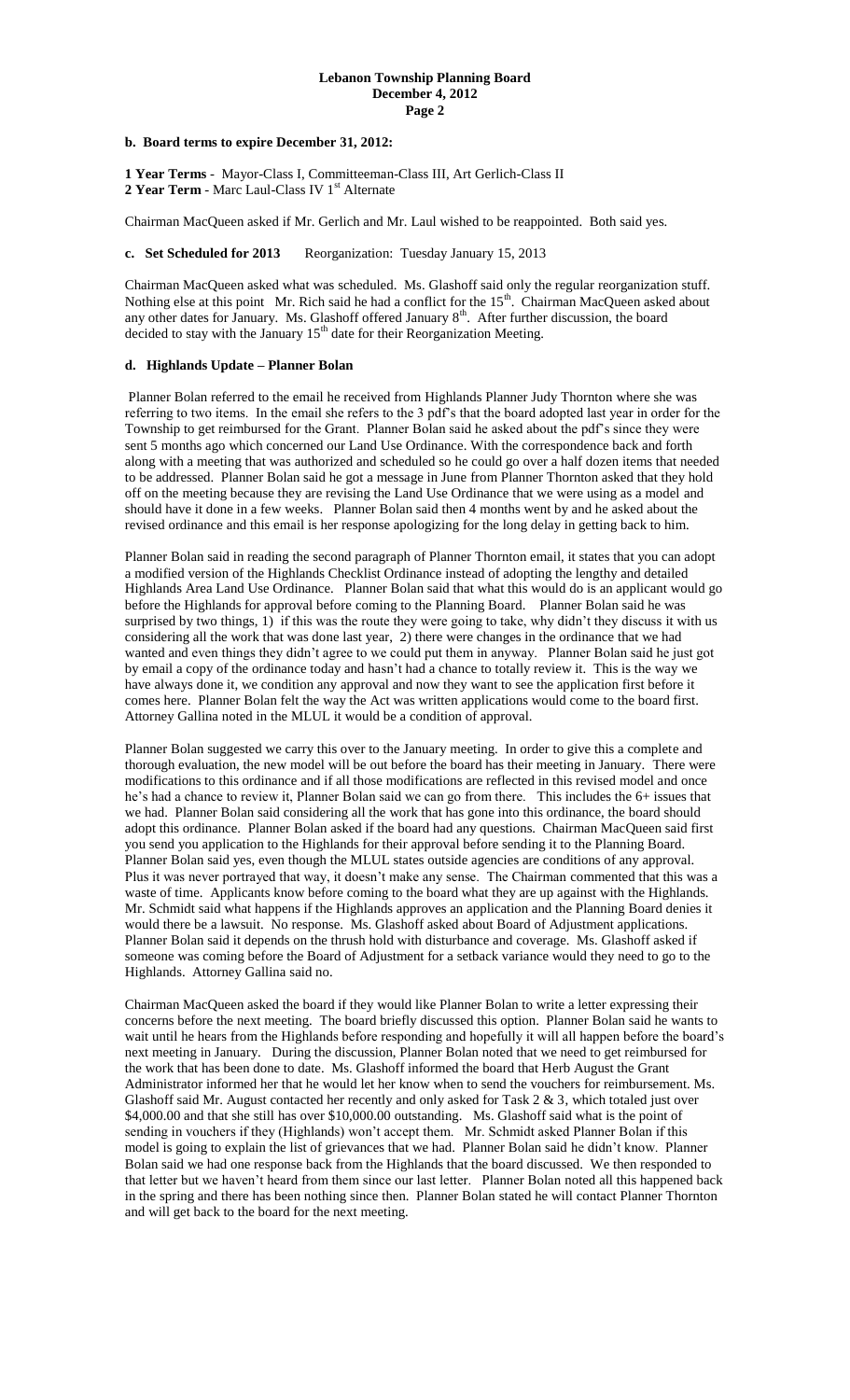**b. Board terms to expire December 31, 2012:**

**1 Year Terms** - Mayor-Class I, Committeeman-Class III, Art Gerlich-Class II
**2 Year Term** - Marc Laul-Class IV 1st Alternate

Chairman MacQueen asked if Mr. Gerlich and Mr. Laul wished to be reappointed. Both said yes.

**c. Set Scheduled for 2013** Reorganization: Tuesday January 15, 2013

Chairman MacQueen asked what was scheduled. Ms. Glashoff said only the regular reorganization stuff. Nothing else at this point Mr. Rich said he had a conflict for the 15th. Chairman MacQueen asked about any other dates for January. Ms. Glashoff offered January 8th. After further discussion, the board decided to stay with the January 15th date for their Reorganization Meeting.

**d. Highlands Update – Planner Bolan**

Planner Bolan referred to the email he received from Highlands Planner Judy Thornton where she was referring to two items. In the email she refers to the 3 pdf's that the board adopted last year in order for the Township to get reimbursed for the Grant. Planner Bolan said he asked about the pdf's since they were sent 5 months ago which concerned our Land Use Ordinance. With the correspondence back and forth along with a meeting that was authorized and scheduled so he could go over a half dozen items that needed to be addressed. Planner Bolan said he got a message in June from Planner Thornton asked that they hold off on the meeting because they are revising the Land Use Ordinance that we were using as a model and should have it done in a few weeks. Planner Bolan said then 4 months went by and he asked about the revised ordinance and this email is her response apologizing for the long delay in getting back to him.

Planner Bolan said in reading the second paragraph of Planner Thornton email, it states that you can adopt a modified version of the Highlands Checklist Ordinance instead of adopting the lengthy and detailed Highlands Area Land Use Ordinance. Planner Bolan said that what this would do is an applicant would go before the Highlands for approval before coming to the Planning Board. Planner Bolan said he was surprised by two things, 1) if this was the route they were going to take, why didn't they discuss it with us considering all the work that was done last year, 2) there were changes in the ordinance that we had wanted and even things they didn't agree to we could put them in anyway. Planner Bolan said he just got by email a copy of the ordinance today and hasn't had a chance to totally review it. This is the way we have always done it, we condition any approval and now they want to see the application first before it comes here. Planner Bolan felt the way the Act was written applications would come to the board first. Attorney Gallina noted in the MLUL it would be a condition of approval.

Planner Bolan suggested we carry this over to the January meeting. In order to give this a complete and thorough evaluation, the new model will be out before the board has their meeting in January. There were modifications to this ordinance and if all those modifications are reflected in this revised model and once he's had a chance to review it, Planner Bolan said we can go from there. This includes the 6+ issues that we had. Planner Bolan said considering all the work that has gone into this ordinance, the board should adopt this ordinance. Planner Bolan asked if the board had any questions. Chairman MacQueen said first you send you application to the Highlands for their approval before sending it to the Planning Board. Planner Bolan said yes, even though the MLUL states outside agencies are conditions of any approval. Plus it was never portrayed that way, it doesn't make any sense. The Chairman commented that this was a waste of time. Applicants know before coming to the board what they are up against with the Highlands. Mr. Schmidt said what happens if the Highlands approves an application and the Planning Board denies it would there be a lawsuit. No response. Ms. Glashoff asked about Board of Adjustment applications. Planner Bolan said it depends on the thrush hold with disturbance and coverage. Ms. Glashoff asked if someone was coming before the Board of Adjustment for a setback variance would they need to go to the Highlands. Attorney Gallina said no.

Chairman MacQueen asked the board if they would like Planner Bolan to write a letter expressing their concerns before the next meeting. The board briefly discussed this option. Planner Bolan said he wants to wait until he hears from the Highlands before responding and hopefully it will all happen before the board's next meeting in January. During the discussion, Planner Bolan noted that we need to get reimbursed for the work that has been done to date. Ms. Glashoff informed the board that Herb August the Grant Administrator informed her that he would let her know when to send the vouchers for reimbursement. Ms. Glashoff said Mr. August contacted her recently and only asked for Task 2 & 3, which totaled just over \$4,000.00 and that she still has over \$10,000.00 outstanding. Ms. Glashoff said what is the point of sending in vouchers if they (Highlands) won't accept them. Mr. Schmidt asked Planner Bolan if this model is going to explain the list of grievances that we had. Planner Bolan said he didn't know. Planner Bolan said we had one response back from the Highlands that the board discussed. We then responded to that letter but we haven't heard from them since our last letter. Planner Bolan noted all this happened back in the spring and there has been nothing since then. Planner Bolan stated he will contact Planner Thornton and will get back to the board for the next meeting.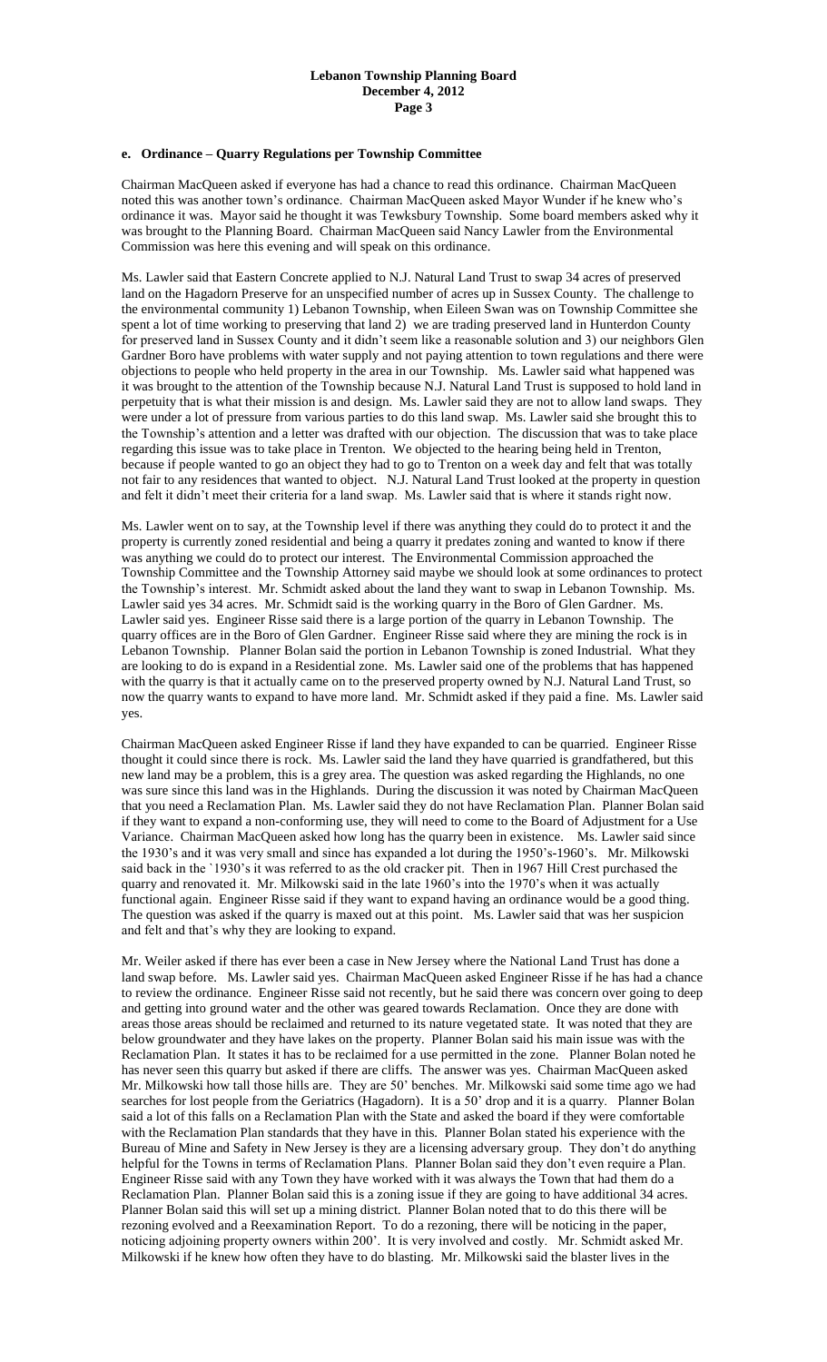### e. Ordinance – Quarry Regulations per Township Committee

Chairman MacQueen asked if everyone has had a chance to read this ordinance. Chairman MacQueen noted this was another town's ordinance. Chairman MacQueen asked Mayor Wunder if he knew who's ordinance it was. Mayor said he thought it was Tewksbury Township. Some board members asked why it was brought to the Planning Board. Chairman MacQueen said Nancy Lawler from the Environmental Commission was here this evening and will speak on this ordinance.

Ms. Lawler said that Eastern Concrete applied to N.J. Natural Land Trust to swap 34 acres of preserved land on the Hagadorn Preserve for an unspecified number of acres up in Sussex County. The challenge to the environmental community 1) Lebanon Township, when Eileen Swan was on Township Committee she spent a lot of time working to preserving that land 2) we are trading preserved land in Hunterdon County for preserved land in Sussex County and it didn't seem like a reasonable solution and 3) our neighbors Glen Gardner Boro have problems with water supply and not paying attention to town regulations and there were objections to people who held property in the area in our Township. Ms. Lawler said what happened was it was brought to the attention of the Township because N.J. Natural Land Trust is supposed to hold land in perpetuity that is what their mission is and design. Ms. Lawler said they are not to allow land swaps. They were under a lot of pressure from various parties to do this land swap. Ms. Lawler said she brought this to the Township's attention and a letter was drafted with our objection. The discussion that was to take place regarding this issue was to take place in Trenton. We objected to the hearing being held in Trenton, because if people wanted to go an object they had to go to Trenton on a week day and felt that was totally not fair to any residences that wanted to object. N.J. Natural Land Trust looked at the property in question and felt it didn't meet their criteria for a land swap. Ms. Lawler said that is where it stands right now.

Ms. Lawler went on to say, at the Township level if there was anything they could do to protect it and the property is currently zoned residential and being a quarry it predates zoning and wanted to know if there was anything we could do to protect our interest. The Environmental Commission approached the Township Committee and the Township Attorney said maybe we should look at some ordinances to protect the Township's interest. Mr. Schmidt asked about the land they want to swap in Lebanon Township. Ms. Lawler said yes 34 acres. Mr. Schmidt said is the working quarry in the Boro of Glen Gardner. Ms. Lawler said yes. Engineer Risse said there is a large portion of the quarry in Lebanon Township. The quarry offices are in the Boro of Glen Gardner. Engineer Risse said where they are mining the rock is in Lebanon Township. Planner Bolan said the portion in Lebanon Township is zoned Industrial. What they are looking to do is expand in a Residential zone. Ms. Lawler said one of the problems that has happened with the quarry is that it actually came on to the preserved property owned by N.J. Natural Land Trust, so now the quarry wants to expand to have more land. Mr. Schmidt asked if they paid a fine. Ms. Lawler said yes.

Chairman MacQueen asked Engineer Risse if land they have expanded to can be quarried. Engineer Risse thought it could since there is rock. Ms. Lawler said the land they have quarried is grandfathered, but this new land may be a problem, this is a grey area. The question was asked regarding the Highlands, no one was sure since this land was in the Highlands. During the discussion it was noted by Chairman MacQueen that you need a Reclamation Plan. Ms. Lawler said they do not have Reclamation Plan. Planner Bolan said if they want to expand a non-conforming use, they will need to come to the Board of Adjustment for a Use Variance. Chairman MacQueen asked how long has the quarry been in existence. Ms. Lawler said since the 1930's and it was very small and since has expanded a lot during the 1950's-1960's. Mr. Milkowski said back in the `1930's it was referred to as the old cracker pit. Then in 1967 Hill Crest purchased the quarry and renovated it. Mr. Milkowski said in the late 1960's into the 1970's when it was actually functional again. Engineer Risse said if they want to expand having an ordinance would be a good thing. The question was asked if the quarry is maxed out at this point. Ms. Lawler said that was her suspicion and felt and that's why they are looking to expand.

Mr. Weiler asked if there has ever been a case in New Jersey where the National Land Trust has done a land swap before. Ms. Lawler said yes. Chairman MacQueen asked Engineer Risse if he has had a chance to review the ordinance. Engineer Risse said not recently, but he said there was concern over going to deep and getting into ground water and the other was geared towards Reclamation. Once they are done with areas those areas should be reclaimed and returned to its nature vegetated state. It was noted that they are below groundwater and they have lakes on the property. Planner Bolan said his main issue was with the Reclamation Plan. It states it has to be reclaimed for a use permitted in the zone. Planner Bolan noted he has never seen this quarry but asked if there are cliffs. The answer was yes. Chairman MacQueen asked Mr. Milkowski how tall those hills are. They are 50' benches. Mr. Milkowski said some time ago we had searches for lost people from the Geriatrics (Hagadorn). It is a 50' drop and it is a quarry. Planner Bolan said a lot of this falls on a Reclamation Plan with the State and asked the board if they were comfortable with the Reclamation Plan standards that they have in this. Planner Bolan stated his experience with the Bureau of Mine and Safety in New Jersey is they are a licensing adversary group. They don't do anything helpful for the Towns in terms of Reclamation Plans. Planner Bolan said they don't even require a Plan. Engineer Risse said with any Town they have worked with it was always the Town that had them do a Reclamation Plan. Planner Bolan said this is a zoning issue if they are going to have additional 34 acres. Planner Bolan said this will set up a mining district. Planner Bolan noted that to do this there will be rezoning evolved and a Reexamination Report. To do a rezoning, there will be noticing in the paper, noticing adjoining property owners within 200'. It is very involved and costly. Mr. Schmidt asked Mr. Milkowski if he knew how often they have to do blasting. Mr. Milkowski said the blaster lives in the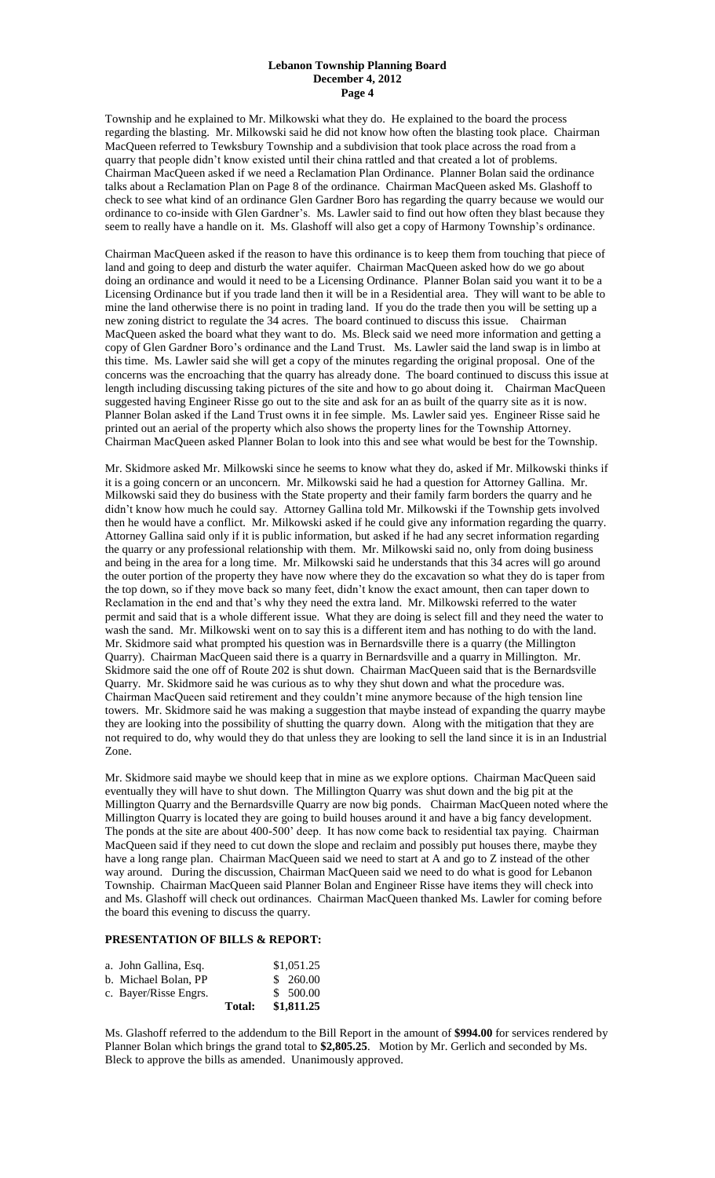Township and he explained to Mr. Milkowski what they do. He explained to the board the process regarding the blasting. Mr. Milkowski said he did not know how often the blasting took place. Chairman MacQueen referred to Tewksbury Township and a subdivision that took place across the road from a quarry that people didn't know existed until their china rattled and that created a lot of problems. Chairman MacQueen asked if we need a Reclamation Plan Ordinance. Planner Bolan said the ordinance talks about a Reclamation Plan on Page 8 of the ordinance. Chairman MacQueen asked Ms. Glashoff to check to see what kind of an ordinance Glen Gardner Boro has regarding the quarry because we would our ordinance to co-inside with Glen Gardner's. Ms. Lawler said to find out how often they blast because they seem to really have a handle on it. Ms. Glashoff will also get a copy of Harmony Township's ordinance.

Chairman MacQueen asked if the reason to have this ordinance is to keep them from touching that piece of land and going to deep and disturb the water aquifer. Chairman MacQueen asked how do we go about doing an ordinance and would it need to be a Licensing Ordinance. Planner Bolan said you want it to be a Licensing Ordinance but if you trade land then it will be in a Residential area. They will want to be able to mine the land otherwise there is no point in trading land. If you do the trade then you will be setting up a new zoning district to regulate the 34 acres. The board continued to discuss this issue. Chairman MacQueen asked the board what they want to do. Ms. Bleck said we need more information and getting a copy of Glen Gardner Boro's ordinance and the Land Trust. Ms. Lawler said the land swap is in limbo at this time. Ms. Lawler said she will get a copy of the minutes regarding the original proposal. One of the concerns was the encroaching that the quarry has already done. The board continued to discuss this issue at length including discussing taking pictures of the site and how to go about doing it. Chairman MacQueen suggested having Engineer Risse go out to the site and ask for an as built of the quarry site as it is now. Planner Bolan asked if the Land Trust owns it in fee simple. Ms. Lawler said yes. Engineer Risse said he printed out an aerial of the property which also shows the property lines for the Township Attorney. Chairman MacQueen asked Planner Bolan to look into this and see what would be best for the Township.

Mr. Skidmore asked Mr. Milkowski since he seems to know what they do, asked if Mr. Milkowski thinks if it is a going concern or an unconcern. Mr. Milkowski said he had a question for Attorney Gallina. Mr. Milkowski said they do business with the State property and their family farm borders the quarry and he didn't know how much he could say. Attorney Gallina told Mr. Milkowski if the Township gets involved then he would have a conflict. Mr. Milkowski asked if he could give any information regarding the quarry. Attorney Gallina said only if it is public information, but asked if he had any secret information regarding the quarry or any professional relationship with them. Mr. Milkowski said no, only from doing business and being in the area for a long time. Mr. Milkowski said he understands that this 34 acres will go around the outer portion of the property they have now where they do the excavation so what they do is taper from the top down, so if they move back so many feet, didn't know the exact amount, then can taper down to Reclamation in the end and that's why they need the extra land. Mr. Milkowski referred to the water permit and said that is a whole different issue. What they are doing is select fill and they need the water to wash the sand. Mr. Milkowski went on to say this is a different item and has nothing to do with the land. Mr. Skidmore said what prompted his question was in Bernardsville there is a quarry (the Millington Quarry). Chairman MacQueen said there is a quarry in Bernardsville and a quarry in Millington. Mr. Skidmore said the one off of Route 202 is shut down. Chairman MacQueen said that is the Bernardsville Quarry. Mr. Skidmore said he was curious as to why they shut down and what the procedure was. Chairman MacQueen said retirement and they couldn't mine anymore because of the high tension line towers. Mr. Skidmore said he was making a suggestion that maybe instead of expanding the quarry maybe they are looking into the possibility of shutting the quarry down. Along with the mitigation that they are not required to do, why would they do that unless they are looking to sell the land since it is in an Industrial Zone.

Mr. Skidmore said maybe we should keep that in mine as we explore options. Chairman MacQueen said eventually they will have to shut down. The Millington Quarry was shut down and the big pit at the Millington Quarry and the Bernardsville Quarry are now big ponds. Chairman MacQueen noted where the Millington Quarry is located they are going to build houses around it and have a big fancy development. The ponds at the site are about 400-500' deep. It has now come back to residential tax paying. Chairman MacQueen said if they need to cut down the slope and reclaim and possibly put houses there, maybe they have a long range plan. Chairman MacQueen said we need to start at A and go to Z instead of the other way around. During the discussion, Chairman MacQueen said we need to do what is good for Lebanon Township. Chairman MacQueen said Planner Bolan and Engineer Risse have items they will check into and Ms. Glashoff will check out ordinances. Chairman MacQueen thanked Ms. Lawler for coming before the board this evening to discuss the quarry.

## PRESENTATION OF BILLS & REPORT:

| | | |
|---|---|---|
| a. John Gallina, Esq. | | $1,051.25 |
| b. Michael Bolan, PP | | $ 260.00 |
| c. Bayer/Risse Engrs. | | $ 500.00 |
| | **Total:** | **$1,811.25** |

Ms. Glashoff referred to the addendum to the Bill Report in the amount of **$994.00** for services rendered by Planner Bolan which brings the grand total to **$2,805.25**. Motion by Mr. Gerlich and seconded by Ms. Bleck to approve the bills as amended. Unanimously approved.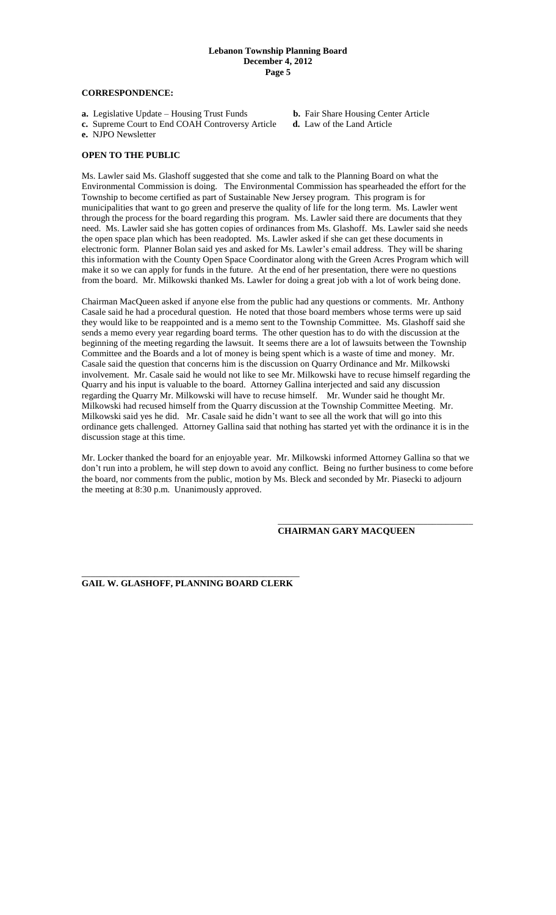**CORRESPONDENCE:**

**a.** Legislative Update – Housing Trust Funds
**b.** Fair Share Housing Center Article
**c.** Supreme Court to End COAH Controversy Article
**d.** Law of the Land Article
**e.** NJPO Newsletter

**OPEN TO THE PUBLIC**

Ms. Lawler said Ms. Glashoff suggested that she come and talk to the Planning Board on what the Environmental Commission is doing. The Environmental Commission has spearheaded the effort for the Township to become certified as part of Sustainable New Jersey program. This program is for municipalities that want to go green and preserve the quality of life for the long term. Ms. Lawler went through the process for the board regarding this program. Ms. Lawler said there are documents that they need. Ms. Lawler said she has gotten copies of ordinances from Ms. Glashoff. Ms. Lawler said she needs the open space plan which has been readopted. Ms. Lawler asked if she can get these documents in electronic form. Planner Bolan said yes and asked for Ms. Lawler's email address. They will be sharing this information with the County Open Space Coordinator along with the Green Acres Program which will make it so we can apply for funds in the future. At the end of her presentation, there were no questions from the board. Mr. Milkowski thanked Ms. Lawler for doing a great job with a lot of work being done.

Chairman MacQueen asked if anyone else from the public had any questions or comments. Mr. Anthony Casale said he had a procedural question. He noted that those board members whose terms were up said they would like to be reappointed and is a memo sent to the Township Committee. Ms. Glashoff said she sends a memo every year regarding board terms. The other question has to do with the discussion at the beginning of the meeting regarding the lawsuit. It seems there are a lot of lawsuits between the Township Committee and the Boards and a lot of money is being spent which is a waste of time and money. Mr. Casale said the question that concerns him is the discussion on Quarry Ordinance and Mr. Milkowski involvement. Mr. Casale said he would not like to see Mr. Milkowski have to recuse himself regarding the Quarry and his input is valuable to the board. Attorney Gallina interjected and said any discussion regarding the Quarry Mr. Milkowski will have to recuse himself. Mr. Wunder said he thought Mr. Milkowski had recused himself from the Quarry discussion at the Township Committee Meeting. Mr. Milkowski said yes he did. Mr. Casale said he didn't want to see all the work that will go into this ordinance gets challenged. Attorney Gallina said that nothing has started yet with the ordinance it is in the discussion stage at this time.

Mr. Locker thanked the board for an enjoyable year. Mr. Milkowski informed Attorney Gallina so that we don't run into a problem, he will step down to avoid any conflict. Being no further business to come before the board, nor comments from the public, motion by Ms. Bleck and seconded by Mr. Piasecki to adjourn the meeting at 8:30 p.m. Unanimously approved.

\_\_\_\_\_\_\_\_\_\_\_\_\_\_\_\_\_\_\_\_\_\_\_\_\_\_\_\_\_\_\_\_\_\_\_\_\_\_\_\_
**CHAIRMAN GARY MACQUEEN**

\_\_\_\_\_\_\_\_\_\_\_\_\_\_\_\_\_\_\_\_\_\_\_\_\_\_\_\_\_\_\_\_\_\_\_\_\_\_\_\_
**GAIL W. GLASHOFF, PLANNING BOARD CLERK**